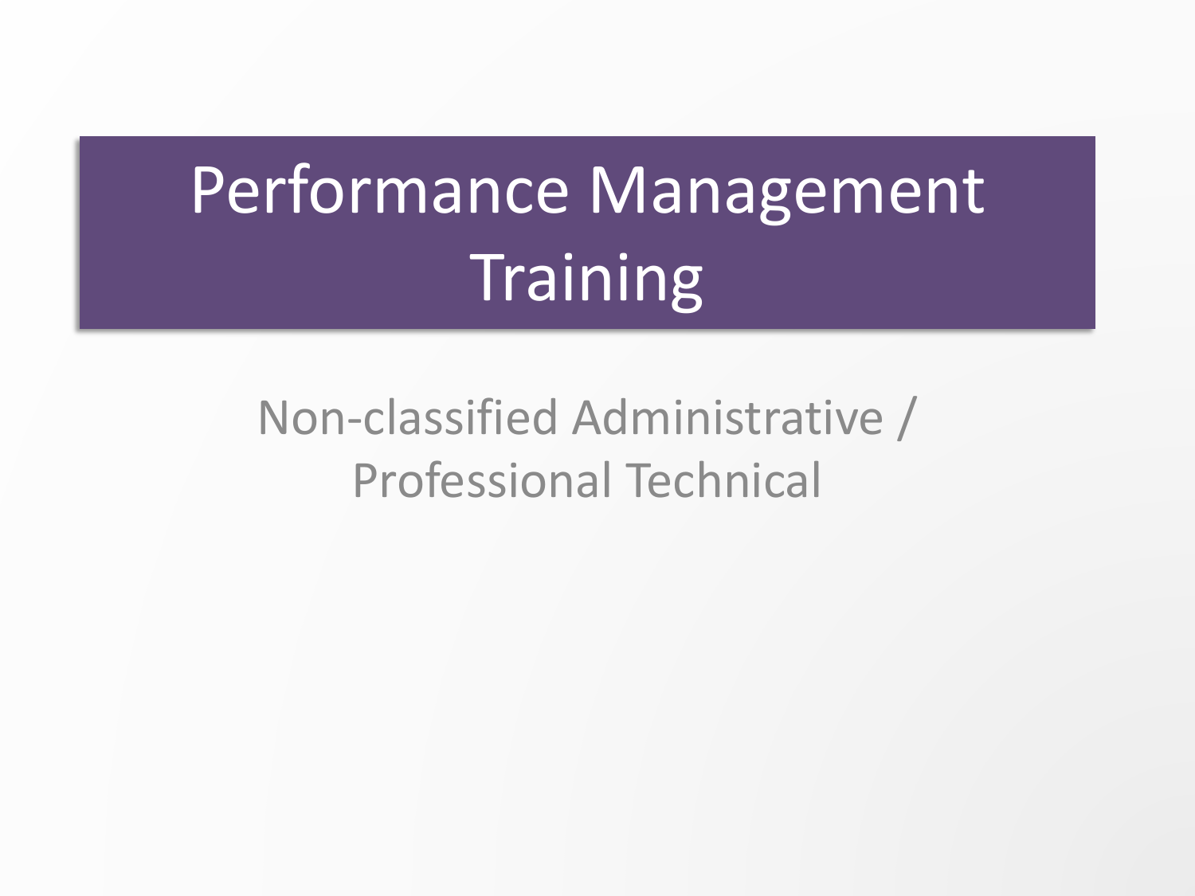# Performance Management Training

Non-classified Administrative / Professional Technical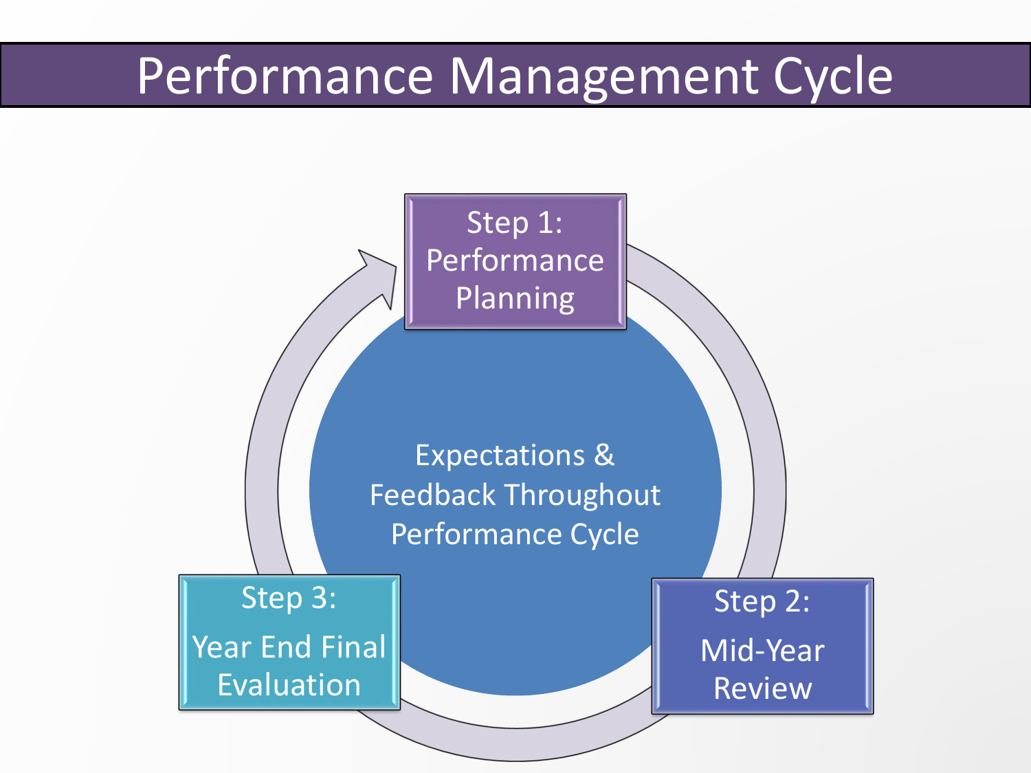# Performance Management Cycle

Step 1: Performance Planning

Step 2: Mid-Year Review

Step 3: Year End Final Evaluation

Expectations & Feedback Throughout Performance Cycle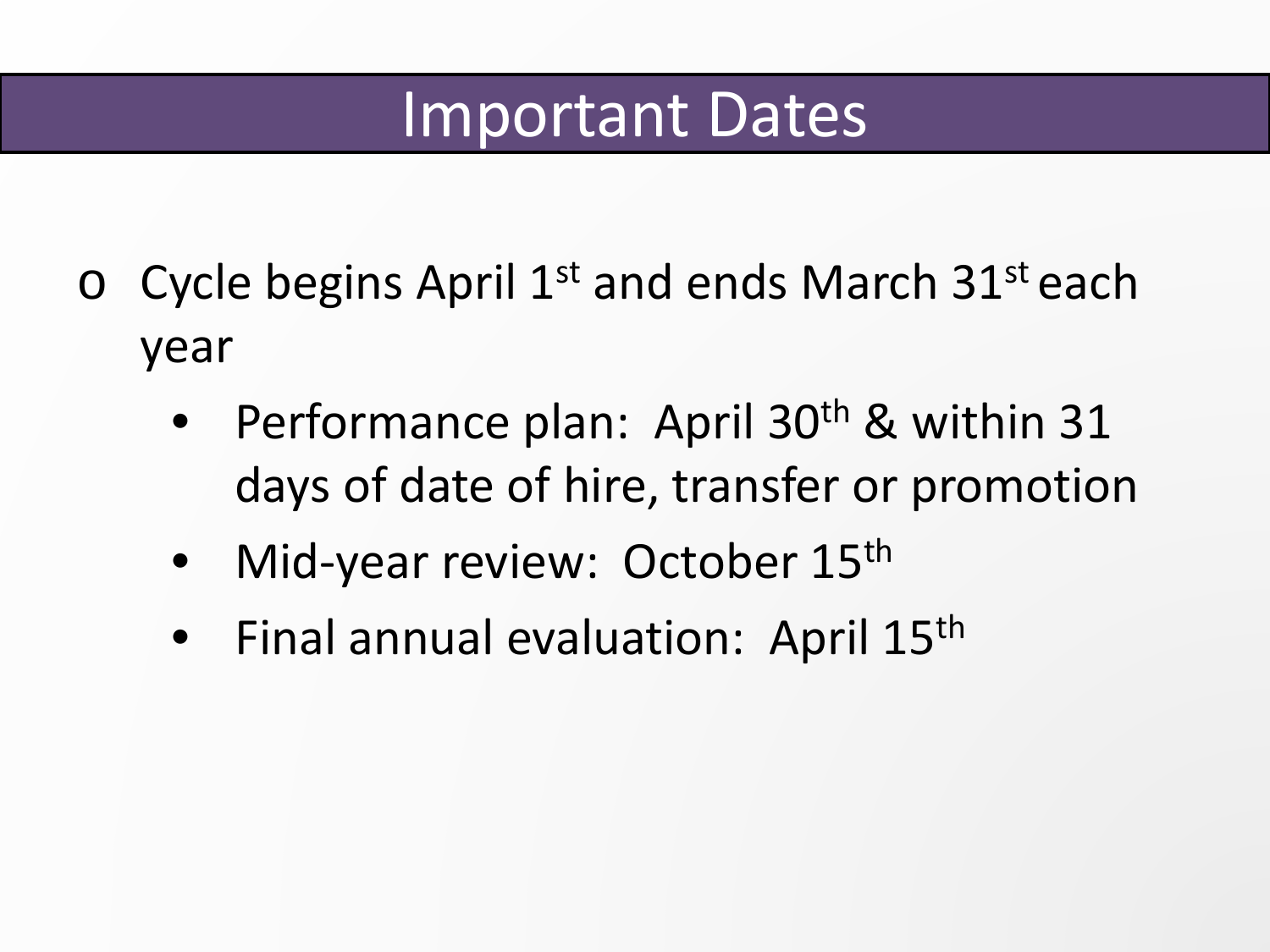# Important Dates

- Cycle begins April 1st and ends March 31st each year
  - Performance plan: April 30th & within 31 days of date of hire, transfer or promotion
  - Mid-year review: October 15th
  - Final annual evaluation: April 15th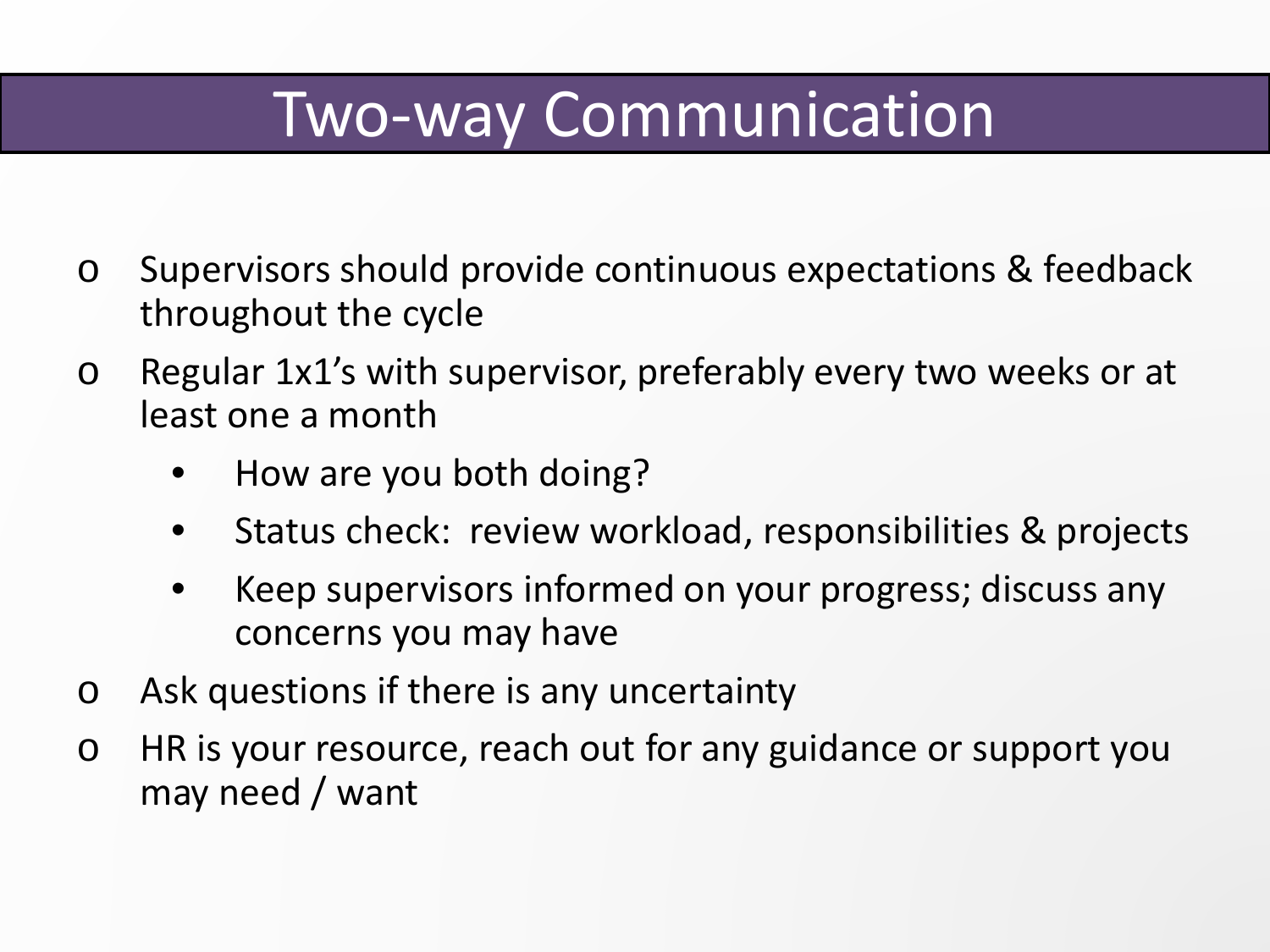# Two-way Communication

- Supervisors should provide continuous expectations & feedback throughout the cycle
- Regular 1x1's with supervisor, preferably every two weeks or at least one a month
  - How are you both doing?
  - Status check: review workload, responsibilities & projects
  - Keep supervisors informed on your progress; discuss any concerns you may have
- Ask questions if there is any uncertainty
- HR is your resource, reach out for any guidance or support you may need / want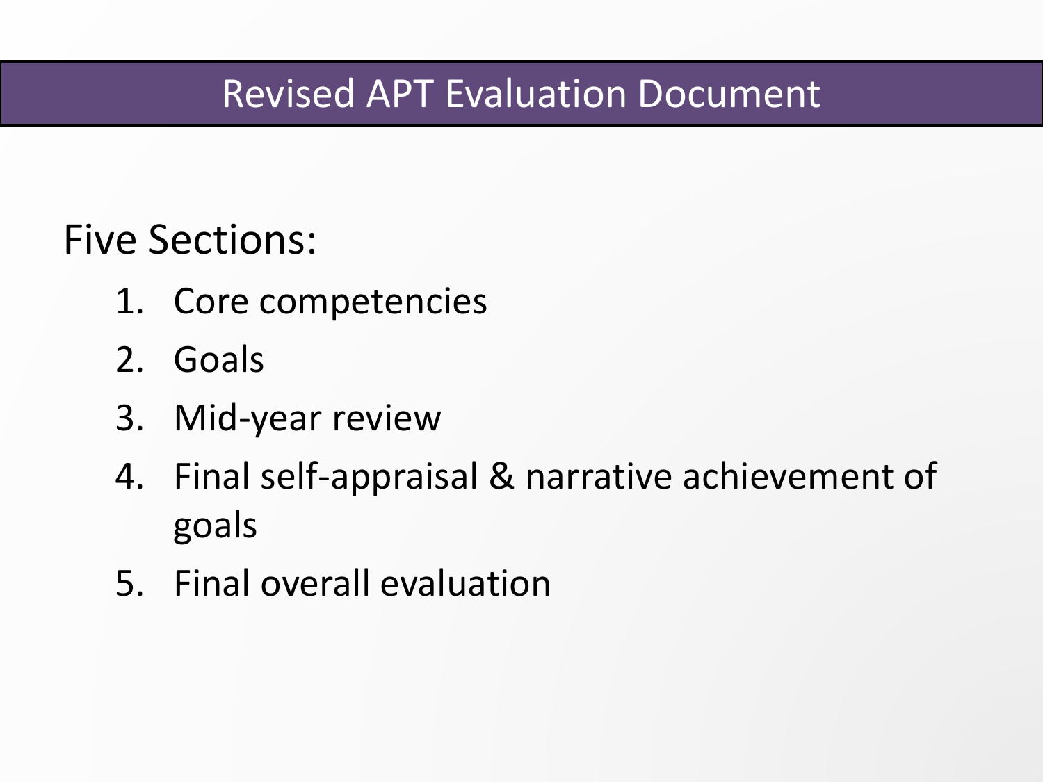# Revised APT Evaluation Document

Five Sections:

1. Core competencies
2. Goals
3. Mid-year review
4. Final self-appraisal & narrative achievement of goals
5. Final overall evaluation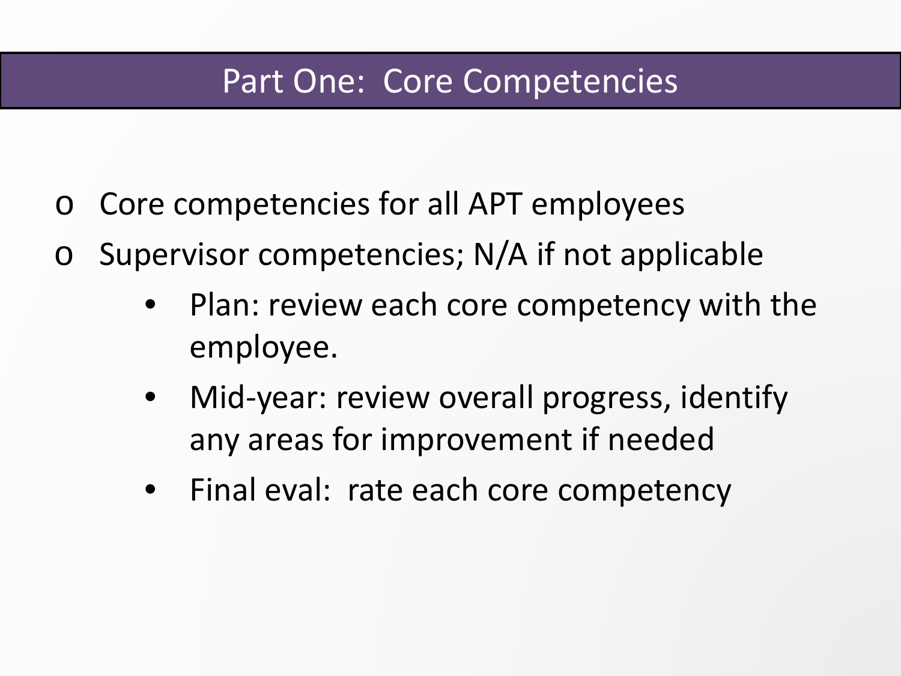# Part One: Core Competencies

- Core competencies for all APT employees
- Supervisor competencies; N/A if not applicable
  - Plan: review each core competency with the employee.
  - Mid-year: review overall progress, identify any areas for improvement if needed
  - Final eval: rate each core competency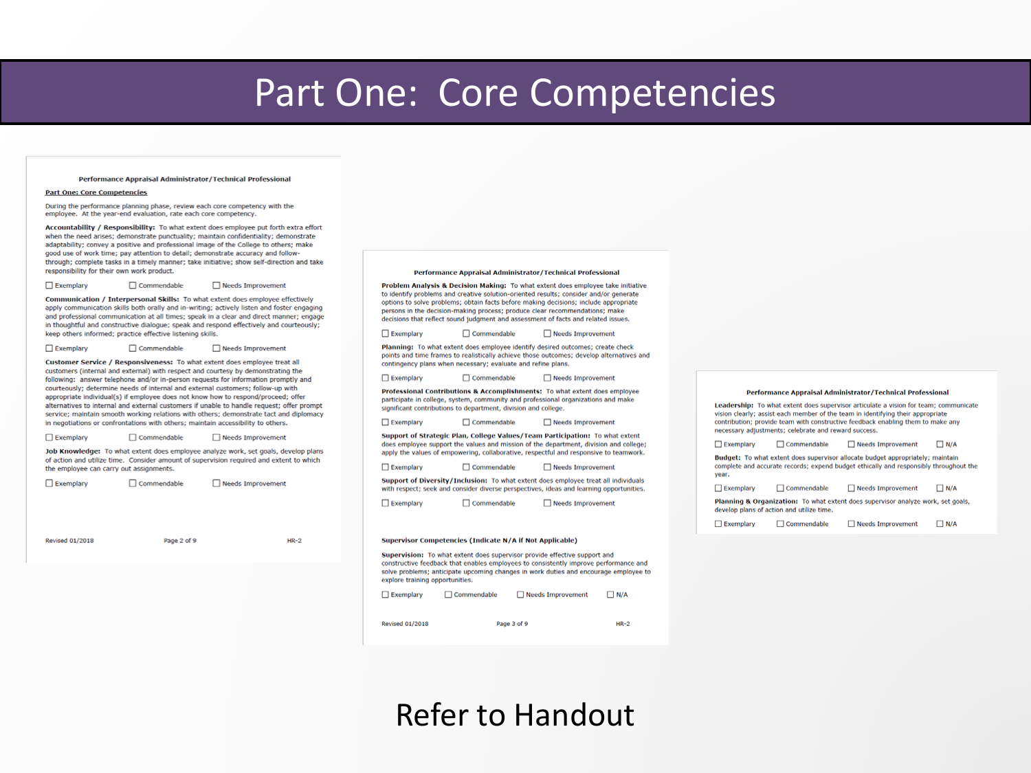# Part One: Core Competencies

## Performance Appraisal Administrator/Technical Professional

**Part One: Core Competencies**

During the performance planning phase, review each core competency with the employee. At the year-end evaluation, rate each core competency.

**Accountability / Responsibility:** To what extent does employee put forth extra effort when the need arises; demonstrate punctuality; maintain confidentiality; demonstrate adaptability; convey a positive and professional image of the College to others; make good use of work time; pay attention to detail; demonstrate accuracy and follow-through; complete tasks in a timely manner; take initiative; show self-direction and take responsibility for their own work product.

☐ Exemplary ☐ Commendable ☐ Needs Improvement

**Communication / Interpersonal Skills:** To what extent does employee effectively apply communication skills both orally and in-writing; actively listen and foster engaging and professional communication at all times; speak in a clear and direct manner; engage in thoughtful and constructive dialogue; speak and respond effectively and courteously; keep others informed; practice effective listening skills.

☐ Exemplary ☐ Commendable ☐ Needs Improvement

**Customer Service / Responsiveness:** To what extent does employee treat all customers (internal and external) with respect and courtesy by demonstrating the following: answer telephone and/or in-person requests for information promptly and courteously; determine needs of internal and external customers; follow-up with appropriate individual(s) if employee does not know how to respond/proceed; offer alternatives to internal and external customers if unable to handle request; offer prompt service; maintain smooth working relations with others; demonstrate tact and diplomacy in negotiations or confrontations with others; maintain accessibility to others.

☐ Exemplary ☐ Commendable ☐ Needs Improvement

**Job Knowledge:** To what extent does employee analyze work, set goals, develop plans of action and utilize time. Consider amount of supervision required and extent to which the employee can carry out assignments.

☐ Exemplary ☐ Commendable ☐ Needs Improvement

Revised 01/2018 HR-2

## Performance Appraisal Administrator/Technical Professional

**Problem Analysis & Decision Making:** To what extent does employee take initiative to identify problems and creative solution-oriented results; consider and/or generate options to solve problems; obtain facts before making decisions; include appropriate persons in the decision-making process; produce clear recommendations; make decisions that reflect sound judgment and assessment of facts and related issues.

☐ Exemplary ☐ Commendable ☐ Needs Improvement

**Planning:** To what extent does employee identify desired outcomes; create check points and time frames to realistically achieve those outcomes; develop alternatives and contingency plans when necessary; evaluate and refine plans.

☐ Exemplary ☐ Commendable ☐ Needs Improvement

**Professional Contributions & Accomplishments:** To what extent does employee participate in college, system, community and professional organizations and make significant contributions to department, division and college.

☐ Exemplary ☐ Commendable ☐ Needs Improvement

**Support of Strategic Plan, College Values/Team Participation:** To what extent does employee support the values and mission of the department, division and college; apply the values of empowering, collaborative, respectful and responsive to teamwork.

☐ Exemplary ☐ Commendable ☐ Needs Improvement

**Support of Diversity/Inclusion:** To what extent does employee treat all individuals with respect; seek and consider diverse perspectives, ideas and learning opportunities.

☐ Exemplary ☐ Commendable ☐ Needs Improvement

**Supervisor Competencies (Indicate N/A if Not Applicable)**

**Supervision:** To what extent does supervisor provide effective support and constructive feedback that enables employees to consistently improve performance and solve problems; anticipate upcoming changes in work duties and encourage employee to explore training opportunities.

☐ Exemplary ☐ Commendable ☐ Needs Improvement ☐ N/A

Revised 01/2018 HR-2

## Performance Appraisal Administrator/Technical Professional

**Leadership:** To what extent does supervisor articulate a vision for team; communicate vision clearly; assist each member of the team in identifying their appropriate contribution; provide team with constructive feedback enabling them to make any necessary adjustments; celebrate and reward success.

☐ Exemplary ☐ Commendable ☐ Needs Improvement ☐ N/A

**Budget:** To what extent does supervisor allocate budget appropriately; maintain complete and accurate records; expend budget ethically and responsibly throughout the year.

☐ Exemplary ☐ Commendable ☐ Needs Improvement ☐ N/A

**Planning & Organization:** To what extent does supervisor analyze work, set goals, develop plans of action and utilize time.

☐ Exemplary ☐ Commendable ☐ Needs Improvement ☐ N/A

Refer to Handout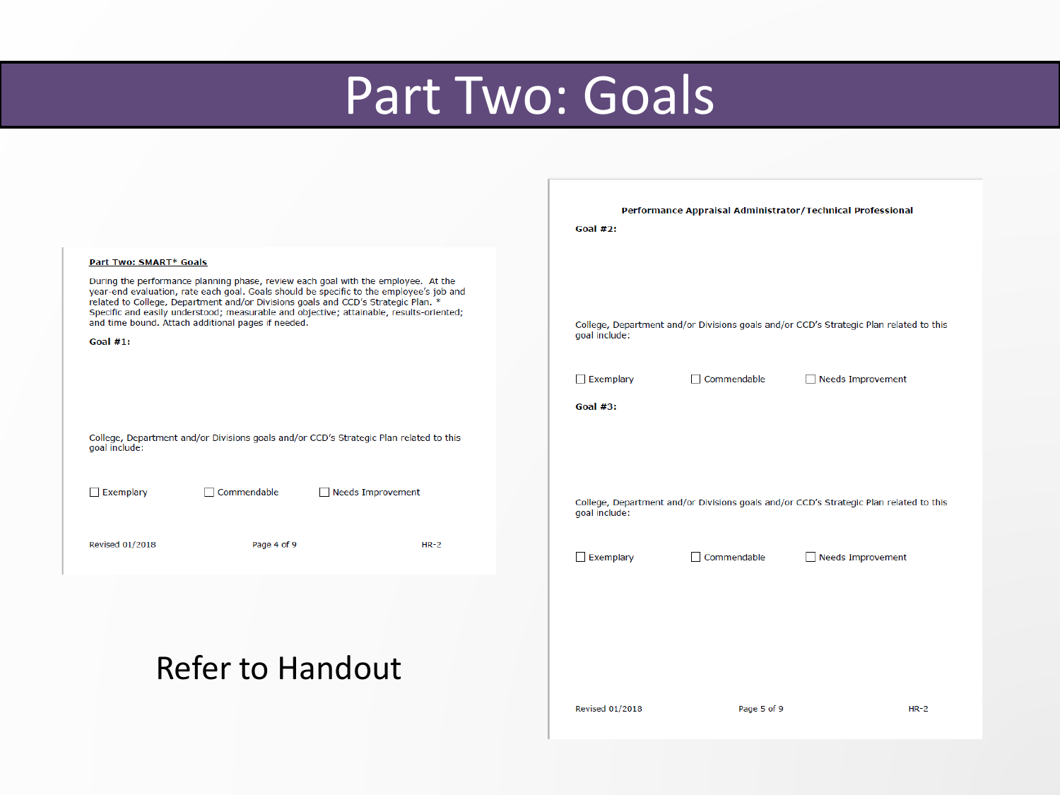# Part Two: Goals

**Part Two: SMART* Goals**

During the performance planning phase, review each goal with the employee. At the year-end evaluation, rate each goal. Goals should be specific to the employee's job and related to College, Department and/or Divisions goals and CCD's Strategic Plan. * Specific and easily understood; measurable and objective; attainable, results-oriented; and time bound. Attach additional pages if needed.

**Goal #1:**

College, Department and/or Divisions goals and/or CCD's Strategic Plan related to this goal include:

☐ Exemplary ☐ Commendable ☐ Needs Improvement

Revised 01/2018 HR-2

**Performance Appraisal Administrator/Technical Professional**

**Goal #2:**

College, Department and/or Divisions goals and/or CCD's Strategic Plan related to this goal include:

☐ Exemplary ☐ Commendable ☐ Needs Improvement

**Goal #3:**

College, Department and/or Divisions goals and/or CCD's Strategic Plan related to this goal include:

☐ Exemplary ☐ Commendable ☐ Needs Improvement

Revised 01/2018 HR-2

Refer to Handout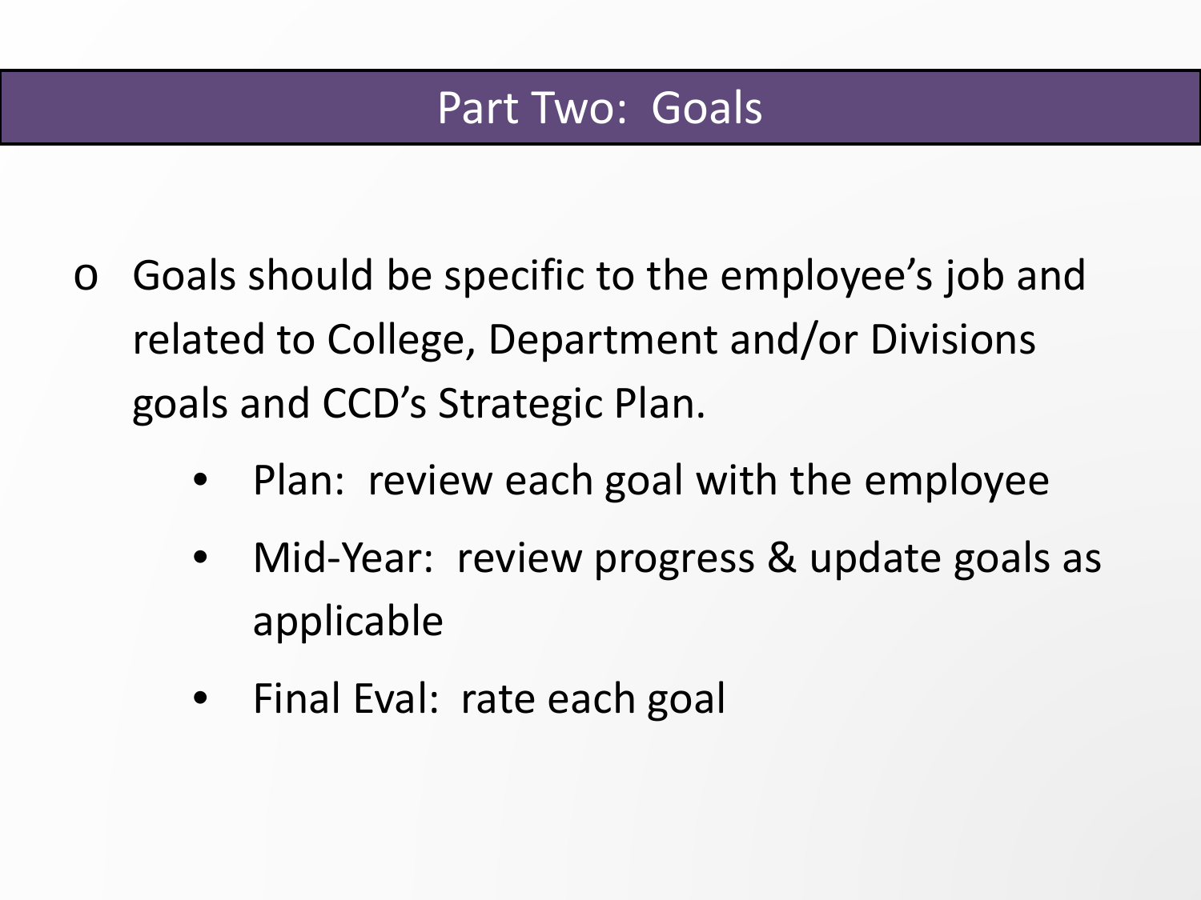# Part Two: Goals

- Goals should be specific to the employee's job and related to College, Department and/or Divisions goals and CCD's Strategic Plan.
  - Plan: review each goal with the employee
  - Mid-Year: review progress & update goals as applicable
  - Final Eval: rate each goal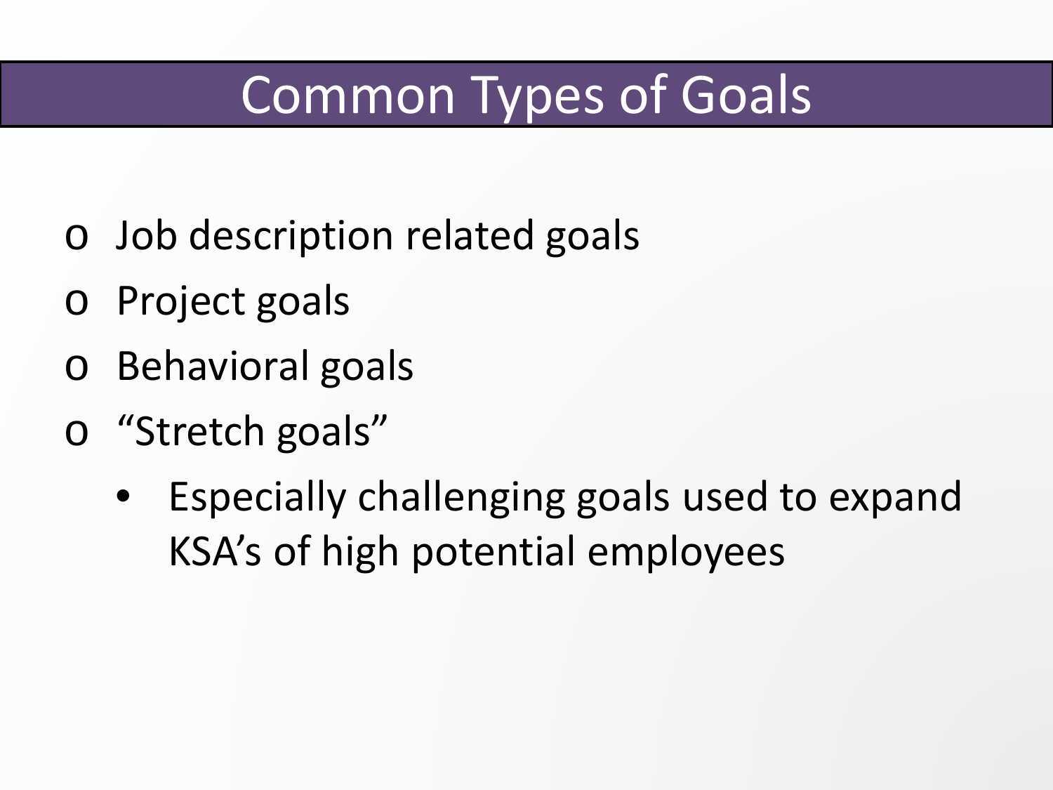# Common Types of Goals

- Job description related goals
- Project goals
- Behavioral goals
- "Stretch goals"
  - Especially challenging goals used to expand KSA's of high potential employees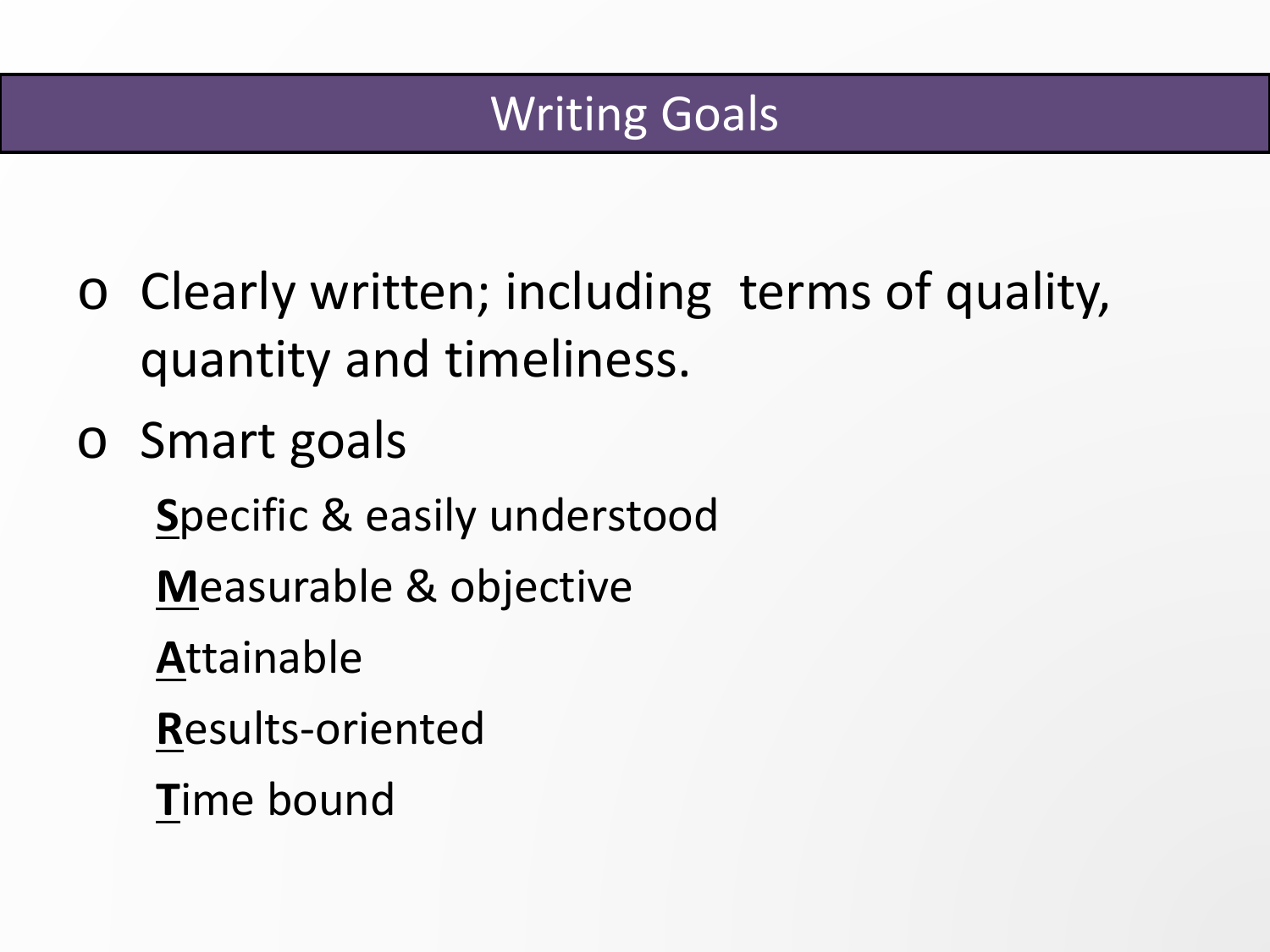# Writing Goals

- Clearly written; including  terms of quality, quantity and timeliness.
- Smart goals

  **S**pecific & easily understood

  **M**easurable & objective

  **A**ttainable

  **R**esults-oriented

  **T**ime bound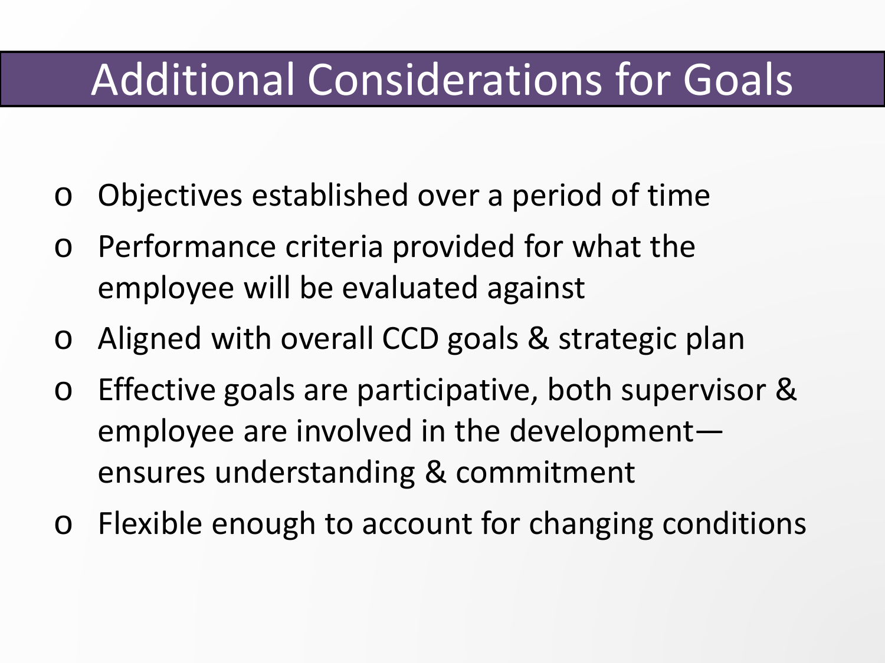# Additional Considerations for Goals

- Objectives established over a period of time
- Performance criteria provided for what the employee will be evaluated against
- Aligned with overall CCD goals & strategic plan
- Effective goals are participative, both supervisor & employee are involved in the development—ensures understanding & commitment
- Flexible enough to account for changing conditions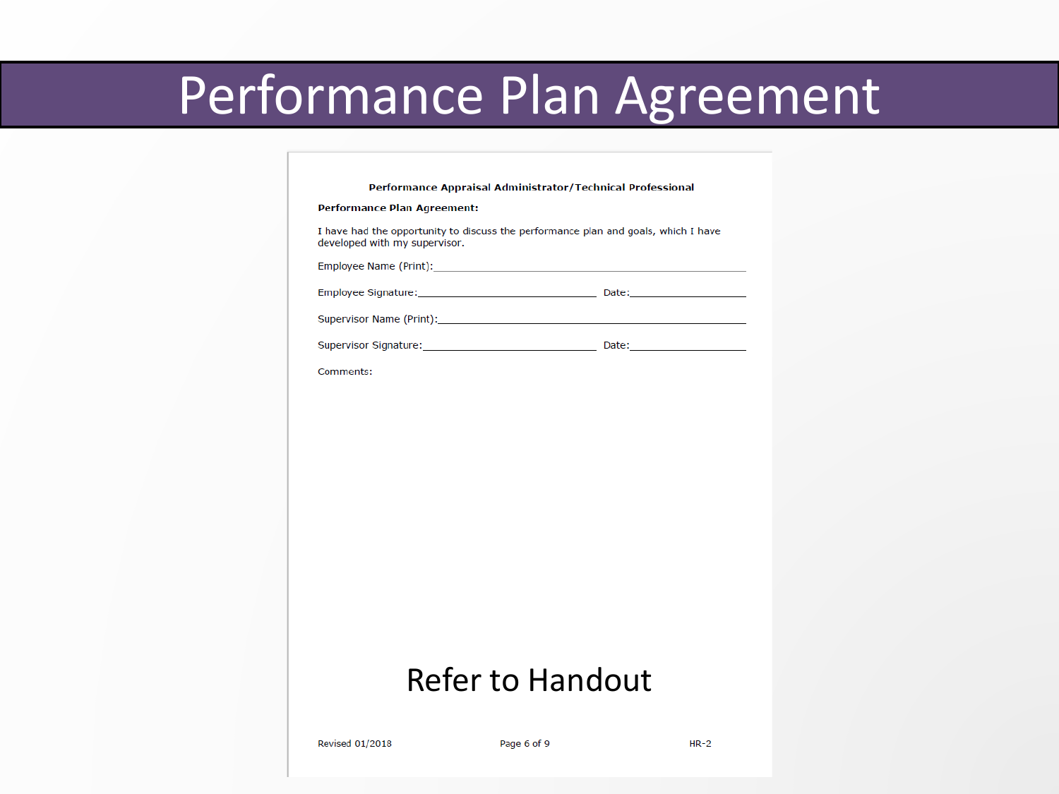# Performance Plan Agreement

**Performance Appraisal Administrator/Technical Professional**

**Performance Plan Agreement:**

I have had the opportunity to discuss the performance plan and goals, which I have developed with my supervisor.

Employee Name (Print):______________________________________________

Employee Signature:____________________________ Date:__________________

Supervisor Name (Print):_____________________________________________

Supervisor Signature:__________________________ Date:__________________

Comments:

Refer to Handout

Revised 01/2018 HR-2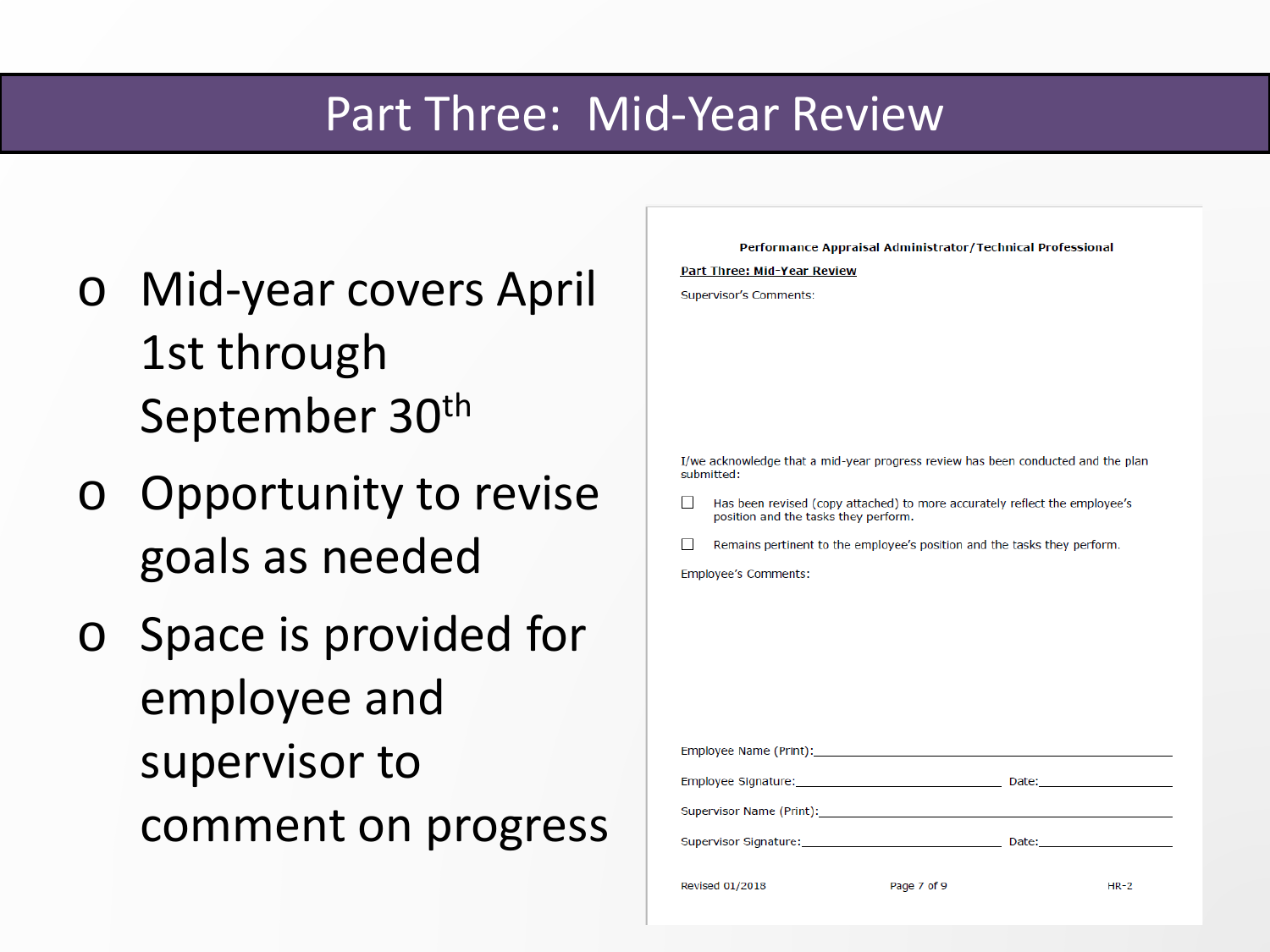# Part Three: Mid-Year Review

- Mid-year covers April 1st through September 30th
- Opportunity to revise goals as needed
- Space is provided for employee and supervisor to comment on progress

**Performance Appraisal Administrator/Technical Professional**

**Part Three: Mid-Year Review**

Supervisor's Comments:

I/we acknowledge that a mid-year progress review has been conducted and the plan submitted:

☐ Has been revised (copy attached) to more accurately reflect the employee's position and the tasks they perform.

☐ Remains pertinent to the employee's position and the tasks they perform.

Employee's Comments:

Employee Name (Print):\_\_\_\_\_\_\_\_\_\_\_\_\_\_\_\_\_\_\_\_\_\_\_\_\_\_\_\_\_\_\_\_\_\_\_\_\_\_\_\_

Employee Signature:\_\_\_\_\_\_\_\_\_\_\_\_\_\_\_\_\_\_\_\_\_\_\_\_ Date:\_\_\_\_\_\_\_\_\_\_\_\_\_\_\_

Supervisor Name (Print):\_\_\_\_\_\_\_\_\_\_\_\_\_\_\_\_\_\_\_\_\_\_\_\_\_\_\_\_\_\_\_\_\_\_\_\_\_\_\_\_

Supervisor Signature:\_\_\_\_\_\_\_\_\_\_\_\_\_\_\_\_\_\_\_\_\_\_\_\_ Date:\_\_\_\_\_\_\_\_\_\_\_\_\_\_\_

Revised 01/2018 Page 7 of 9 HR-2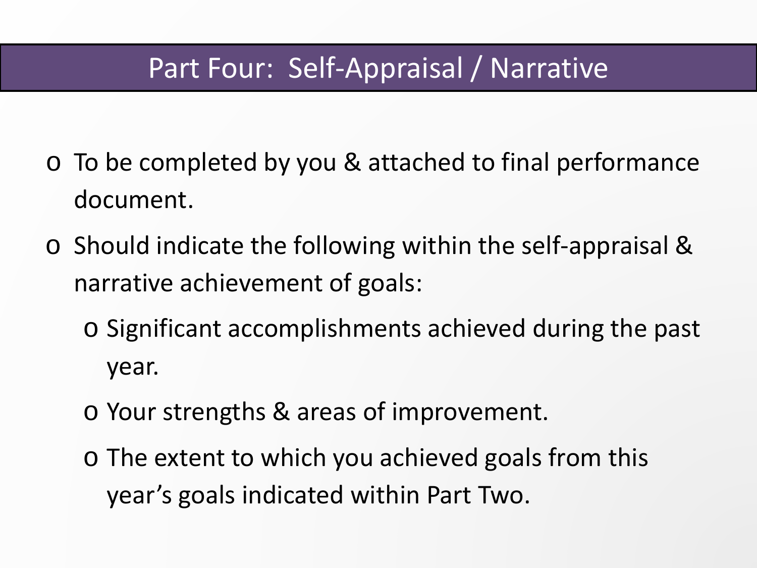# Part Four: Self-Appraisal / Narrative

- To be completed by you & attached to final performance document.
- Should indicate the following within the self-appraisal & narrative achievement of goals:
  - Significant accomplishments achieved during the past year.
  - Your strengths & areas of improvement.
  - The extent to which you achieved goals from this year's goals indicated within Part Two.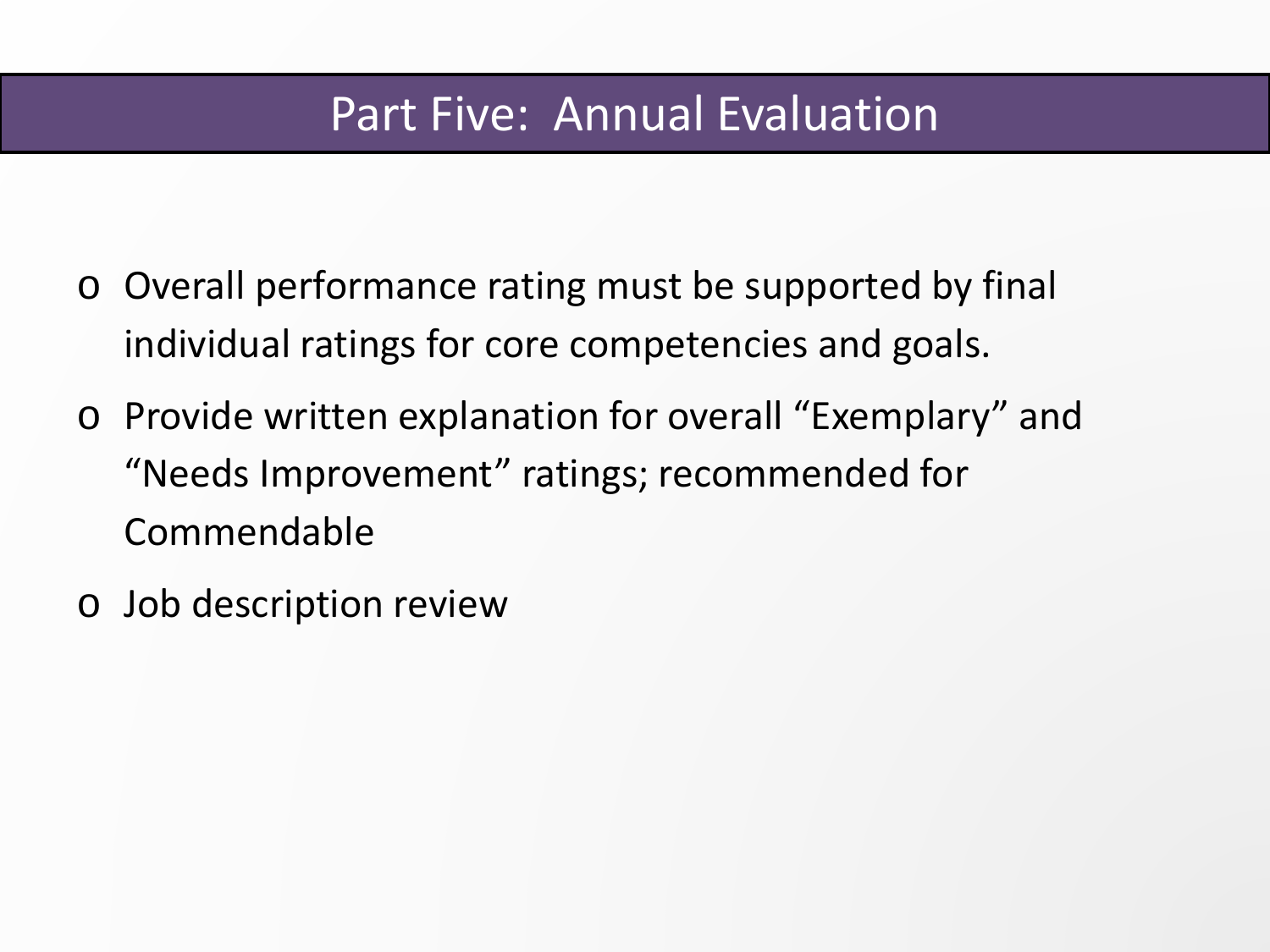# Part Five: Annual Evaluation

- Overall performance rating must be supported by final individual ratings for core competencies and goals.
- Provide written explanation for overall “Exemplary” and “Needs Improvement” ratings; recommended for Commendable
- Job description review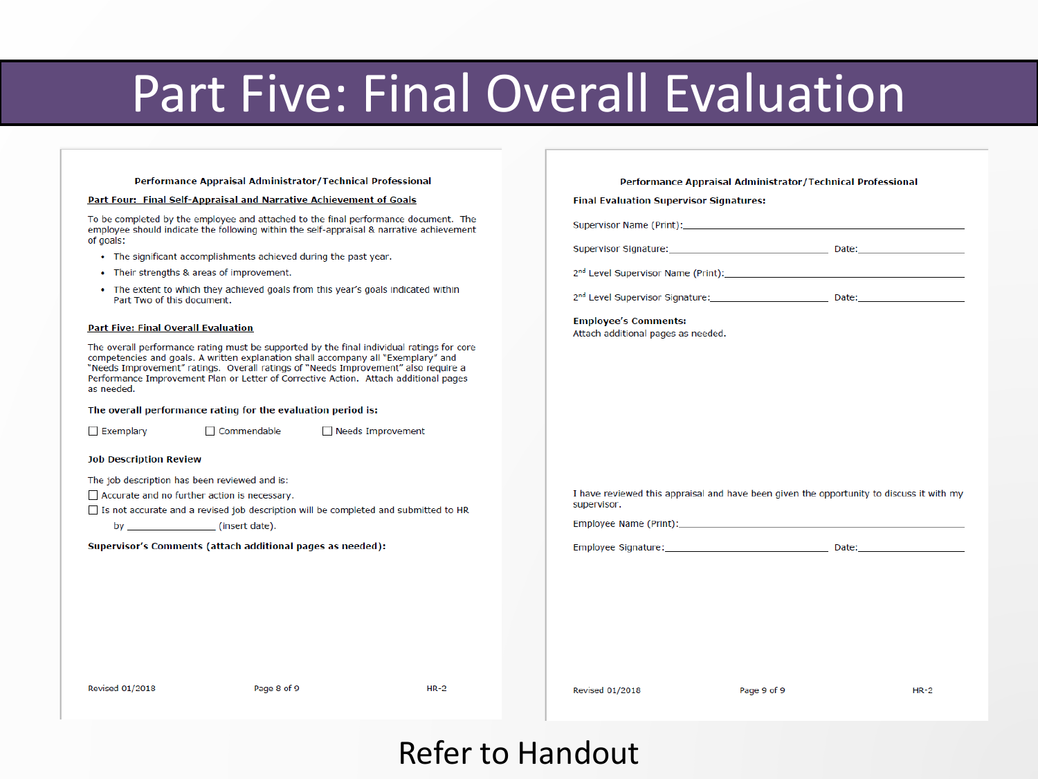# Part Five: Final Overall Evaluation

**Performance Appraisal Administrator/Technical Professional**

**Part Four: Final Self-Appraisal and Narrative Achievement of Goals**

To be completed by the employee and attached to the final performance document. The employee should indicate the following within the self-appraisal & narrative achievement of goals:

- The significant accomplishments achieved during the past year.
- Their strengths & areas of improvement.
- The extent to which they achieved goals from this year's goals indicated within Part Two of this document.

**Part Five: Final Overall Evaluation**

The overall performance rating must be supported by the final individual ratings for core competencies and goals. A written explanation shall accompany all "Exemplary" and "Needs Improvement" ratings. Overall ratings of "Needs Improvement" also require a Performance Improvement Plan or Letter of Corrective Action. Attach additional pages as needed.

**The overall performance rating for the evaluation period is:**

☐ Exemplary ☐ Commendable ☐ Needs Improvement

**Job Description Review**

The job description has been reviewed and is:

☐ Accurate and no further action is necessary.

☐ Is not accurate and a revised job description will be completed and submitted to HR by ____________ (insert date).

**Supervisor's Comments (attach additional pages as needed):**

Revised 01/2018 HR-2

**Performance Appraisal Administrator/Technical Professional**

**Final Evaluation Supervisor Signatures:**

Supervisor Name (Print):______________________________

Supervisor Signature:______________________ Date:____________

2nd Level Supervisor Name (Print):______________________________

2nd Level Supervisor Signature:______________________ Date:____________

**Employee's Comments:**
Attach additional pages as needed.

I have reviewed this appraisal and have been given the opportunity to discuss it with my supervisor.

Employee Name (Print):______________________________

Employee Signature:______________________ Date:____________

Revised 01/2018 HR-2

Refer to Handout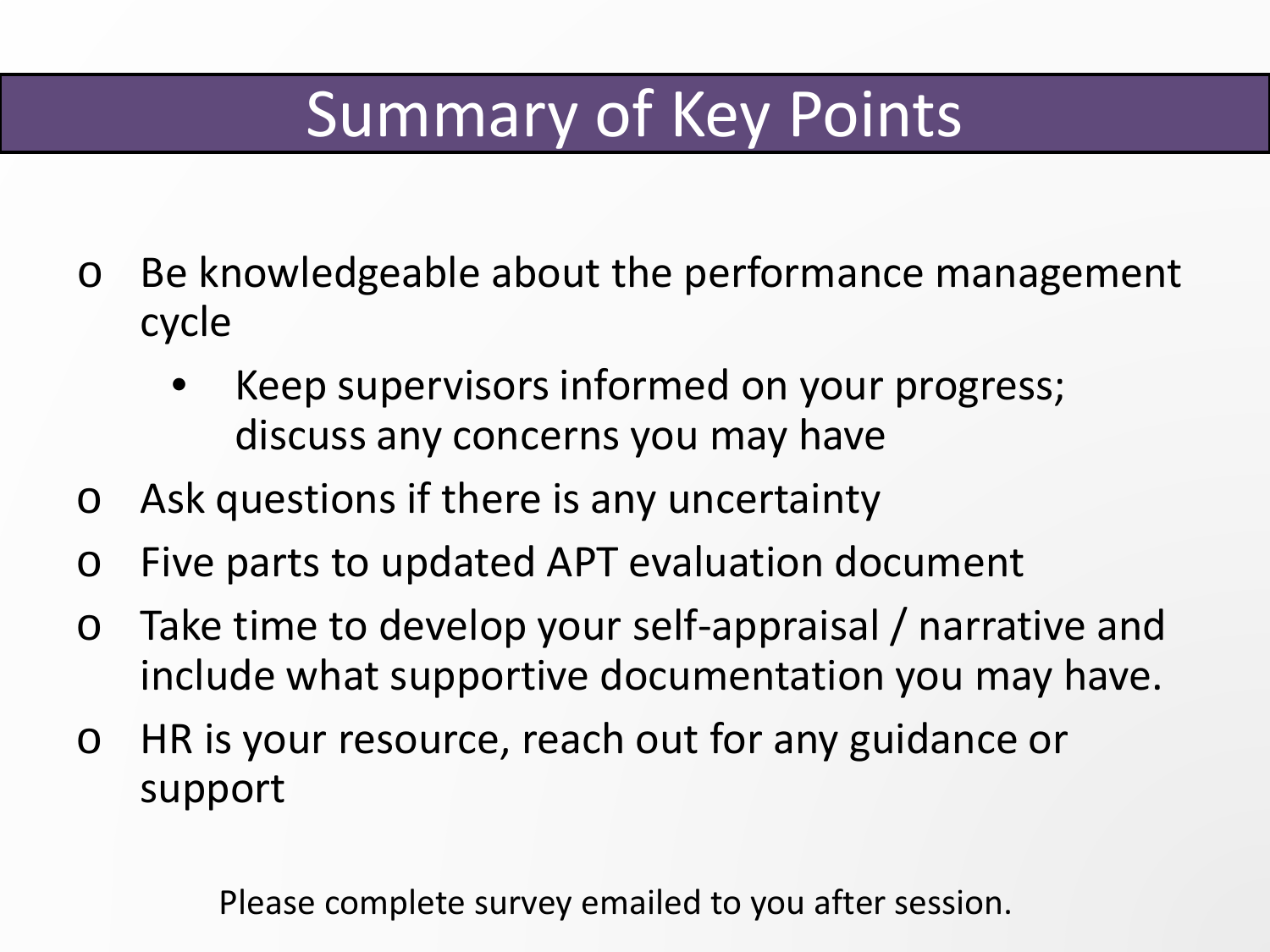# Summary of Key Points

- Be knowledgeable about the performance management cycle
  - Keep supervisors informed on your progress; discuss any concerns you may have
- Ask questions if there is any uncertainty
- Five parts to updated APT evaluation document
- Take time to develop your self-appraisal / narrative and include what supportive documentation you may have.
- HR is your resource, reach out for any guidance or support

Please complete survey emailed to you after session.